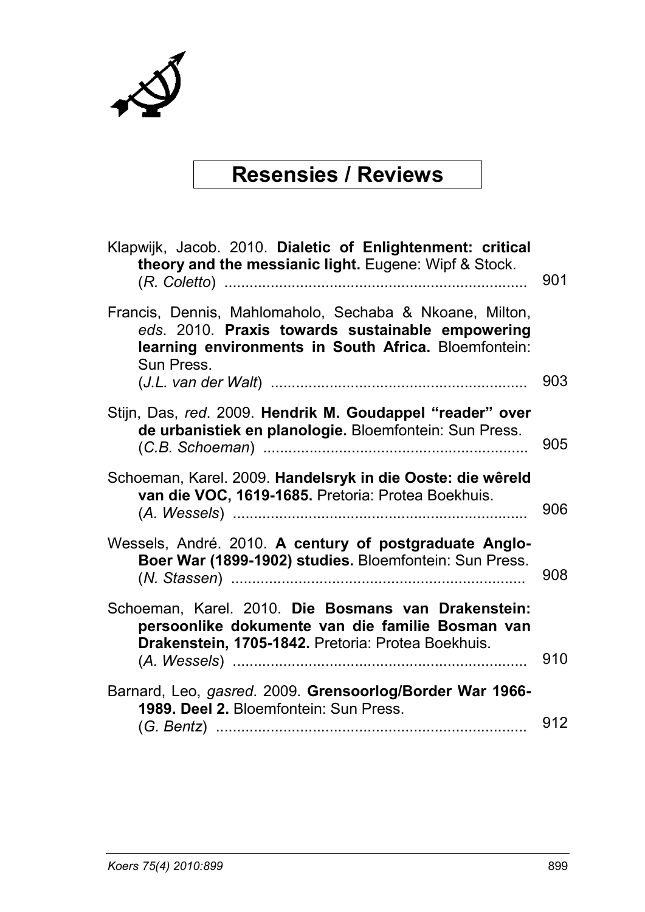# Resensies / Reviews

Klapwijk, Jacob. 2010. **Dialetic of Enlightenment: critical theory and the messianic light.** Eugene: Wipf & Stock. (*R. Coletto*) ........................................................................ 901

Francis, Dennis, Mahlomaholo, Sechaba & Nkoane, Milton, *eds*. 2010. **Praxis towards sustainable empowering learning environments in South Africa.** Bloemfontein: Sun Press. (*J.L. van der Walt*) ............................................................ 903

Stijn, Das, *red*. 2009. **Hendrik M. Goudappel "reader" over de urbanistiek en planologie.** Bloemfontein: Sun Press. (*C.B. Schoeman*) ............................................................... 905

Schoeman, Karel. 2009. **Handelsryk in die Ooste: die wêreld van die VOC, 1619-1685.** Pretoria: Protea Boekhuis. (*A. Wessels*) ..................................................................... 906

Wessels, André. 2010. **A century of postgraduate Anglo-Boer War (1899-1902) studies.** Bloemfontein: Sun Press. (*N. Stassen*) ..................................................................... 908

Schoeman, Karel. 2010. **Die Bosmans van Drakenstein: persoonlike dokumente van die familie Bosman van Drakenstein, 1705-1842.** Pretoria: Protea Boekhuis. (*A. Wessels*) ..................................................................... 910

Barnard, Leo, *gasred*. 2009. **Grensoorlog/Border War 1966-1989. Deel 2.** Bloemfontein: Sun Press. (*G. Bentz*) .......................................................................... 912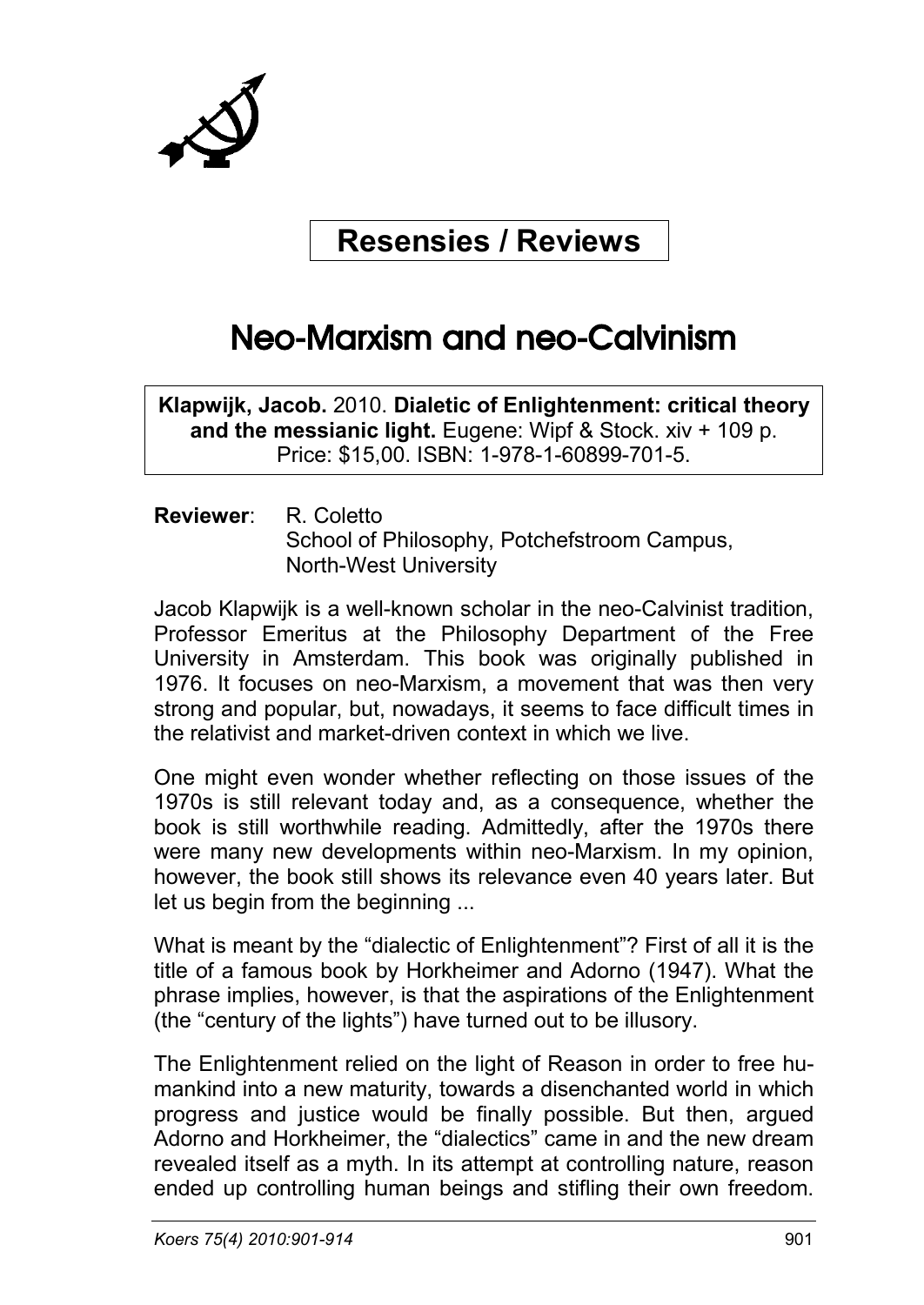# Resensies / Reviews

## Neo-Marxism and neo-Calvinism

**Klapwijk, Jacob.** 2010. **Dialetic of Enlightenment: critical theory and the messianic light.** Eugene: Wipf & Stock. xiv + 109 p. Price: $15,00. ISBN: 1-978-1-60899-701-5.

**Reviewer**: R. Coletto
School of Philosophy, Potchefstroom Campus, North-West University

Jacob Klapwijk is a well-known scholar in the neo-Calvinist tradition, Professor Emeritus at the Philosophy Department of the Free University in Amsterdam. This book was originally published in 1976. It focuses on neo-Marxism, a movement that was then very strong and popular, but, nowadays, it seems to face difficult times in the relativist and market-driven context in which we live.

One might even wonder whether reflecting on those issues of the 1970s is still relevant today and, as a consequence, whether the book is still worthwhile reading. Admittedly, after the 1970s there were many new developments within neo-Marxism. In my opinion, however, the book still shows its relevance even 40 years later. But let us begin from the beginning ...

What is meant by the "dialectic of Enlightenment"? First of all it is the title of a famous book by Horkheimer and Adorno (1947). What the phrase implies, however, is that the aspirations of the Enlightenment (the "century of the lights") have turned out to be illusory.

The Enlightenment relied on the light of Reason in order to free humankind into a new maturity, towards a disenchanted world in which progress and justice would be finally possible. But then, argued Adorno and Horkheimer, the "dialectics" came in and the new dream revealed itself as a myth. In its attempt at controlling nature, reason ended up controlling human beings and stifling their own freedom.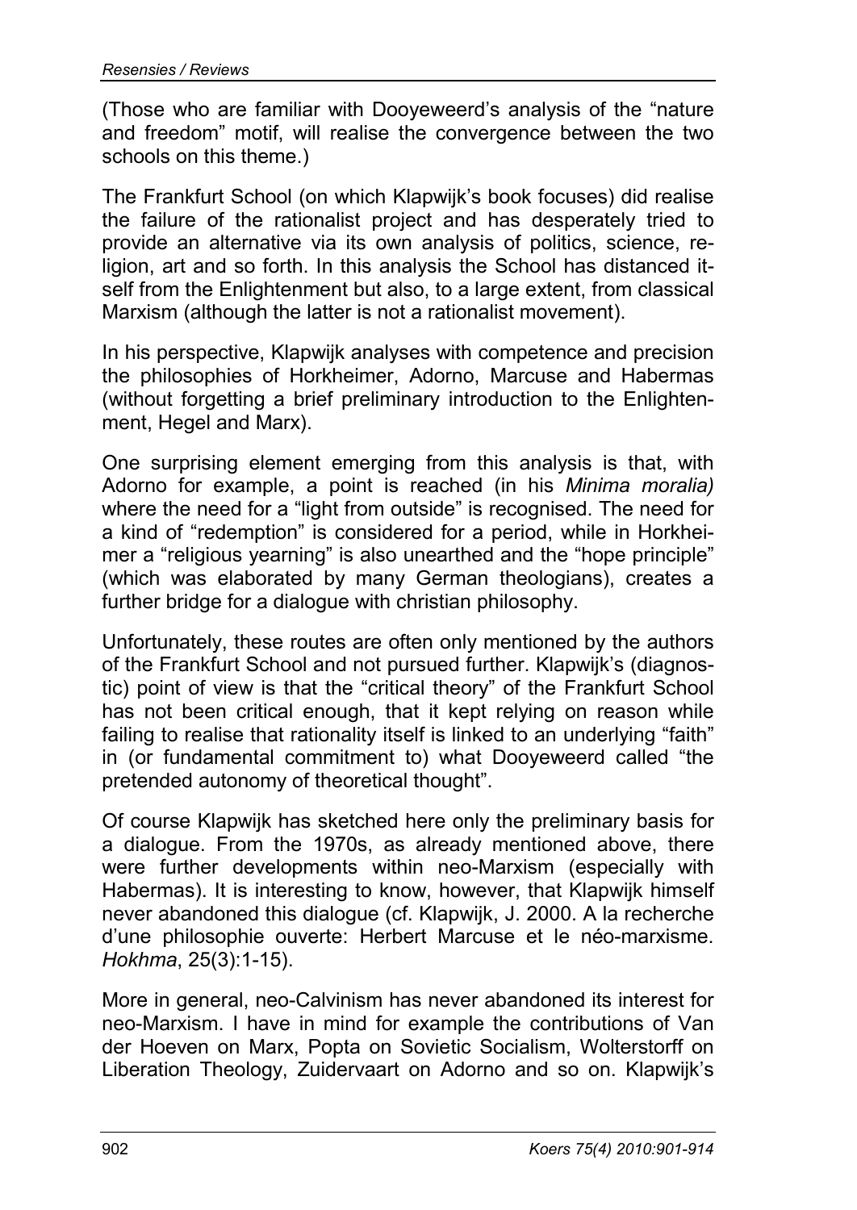(Those who are familiar with Dooyeweerd's analysis of the "nature and freedom" motif, will realise the convergence between the two schools on this theme.)

The Frankfurt School (on which Klapwijk's book focuses) did realise the failure of the rationalist project and has desperately tried to provide an alternative via its own analysis of politics, science, religion, art and so forth. In this analysis the School has distanced itself from the Enlightenment but also, to a large extent, from classical Marxism (although the latter is not a rationalist movement).

In his perspective, Klapwijk analyses with competence and precision the philosophies of Horkheimer, Adorno, Marcuse and Habermas (without forgetting a brief preliminary introduction to the Enlightenment, Hegel and Marx).

One surprising element emerging from this analysis is that, with Adorno for example, a point is reached (in his *Minima moralia)* where the need for a "light from outside" is recognised. The need for a kind of "redemption" is considered for a period, while in Horkheimer a "religious yearning" is also unearthed and the "hope principle" (which was elaborated by many German theologians), creates a further bridge for a dialogue with christian philosophy.

Unfortunately, these routes are often only mentioned by the authors of the Frankfurt School and not pursued further. Klapwijk's (diagnostic) point of view is that the "critical theory" of the Frankfurt School has not been critical enough, that it kept relying on reason while failing to realise that rationality itself is linked to an underlying "faith" in (or fundamental commitment to) what Dooyeweerd called "the pretended autonomy of theoretical thought".

Of course Klapwijk has sketched here only the preliminary basis for a dialogue. From the 1970s, as already mentioned above, there were further developments within neo-Marxism (especially with Habermas). It is interesting to know, however, that Klapwijk himself never abandoned this dialogue (cf. Klapwijk, J. 2000. A la recherche d'une philosophie ouverte: Herbert Marcuse et le néo-marxisme. *Hokhma*, 25(3):1-15).

More in general, neo-Calvinism has never abandoned its interest for neo-Marxism. I have in mind for example the contributions of Van der Hoeven on Marx, Popta on Sovietic Socialism, Wolterstorff on Liberation Theology, Zuidervaart on Adorno and so on. Klapwijk's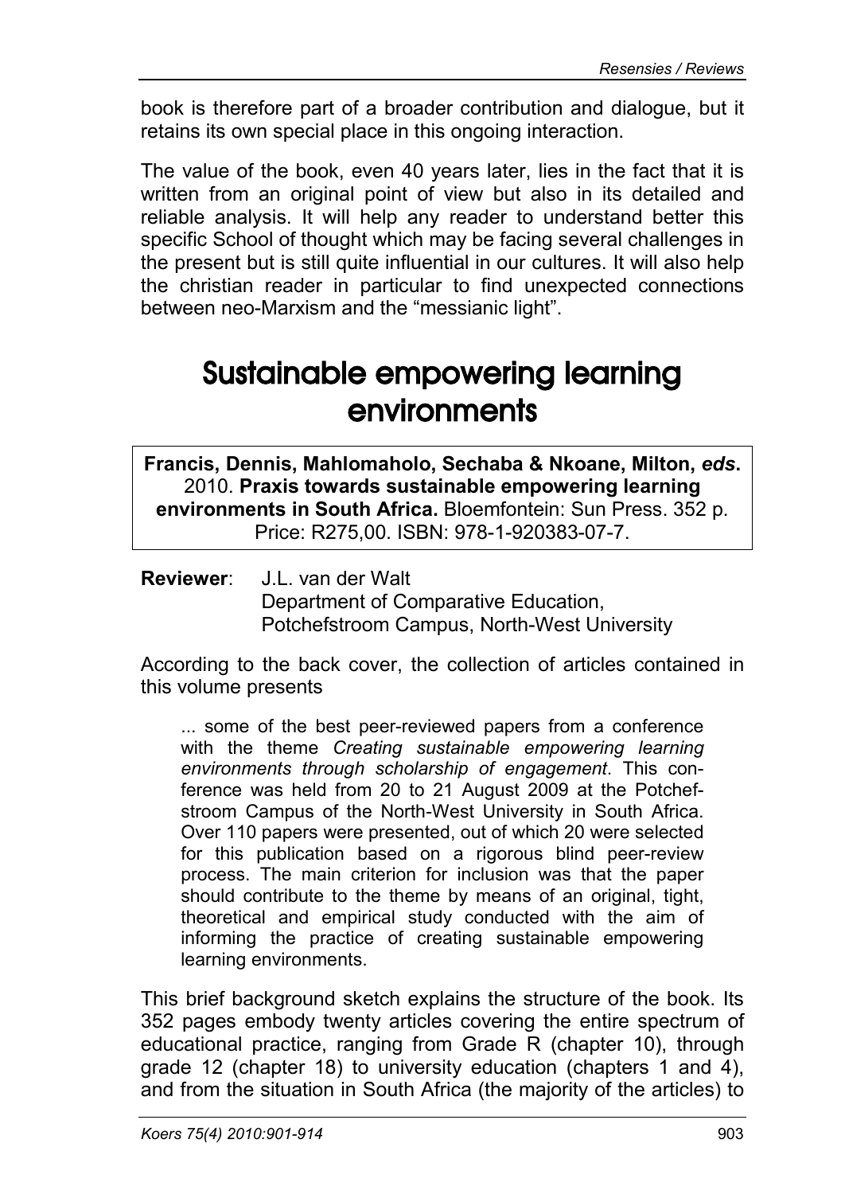book is therefore part of a broader contribution and dialogue, but it retains its own special place in this ongoing interaction.

The value of the book, even 40 years later, lies in the fact that it is written from an original point of view but also in its detailed and reliable analysis. It will help any reader to understand better this specific School of thought which may be facing several challenges in the present but is still quite influential in our cultures. It will also help the christian reader in particular to find unexpected connections between neo-Marxism and the "messianic light".

# Sustainable empowering learning environments

**Francis, Dennis, Mahlomaholo, Sechaba & Nkoane, Milton, *eds*.** 2010. **Praxis towards sustainable empowering learning environments in South Africa.** Bloemfontein: Sun Press. 352 p. Price: R275,00. ISBN: 978-1-920383-07-7.

**Reviewer**: J.L. van der Walt
Department of Comparative Education,
Potchefstroom Campus, North-West University

According to the back cover, the collection of articles contained in this volume presents

> ... some of the best peer-reviewed papers from a conference with the theme *Creating sustainable empowering learning environments through scholarship of engagement*. This conference was held from 20 to 21 August 2009 at the Potchefstroom Campus of the North-West University in South Africa. Over 110 papers were presented, out of which 20 were selected for this publication based on a rigorous blind peer-review process. The main criterion for inclusion was that the paper should contribute to the theme by means of an original, tight, theoretical and empirical study conducted with the aim of informing the practice of creating sustainable empowering learning environments.

This brief background sketch explains the structure of the book. Its 352 pages embody twenty articles covering the entire spectrum of educational practice, ranging from Grade R (chapter 10), through grade 12 (chapter 18) to university education (chapters 1 and 4), and from the situation in South Africa (the majority of the articles) to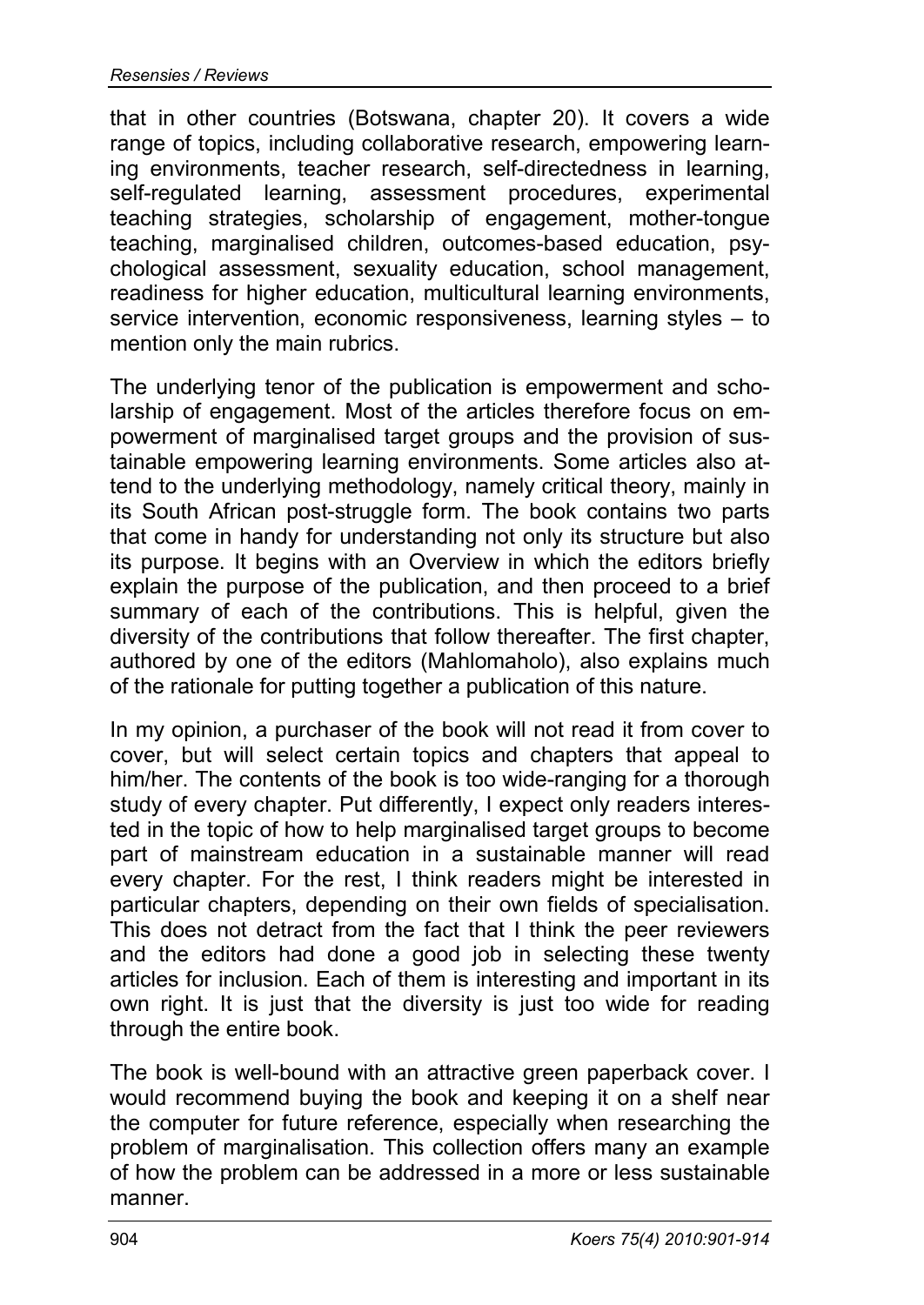that in other countries (Botswana, chapter 20). It covers a wide range of topics, including collaborative research, empowering learning environments, teacher research, self-directedness in learning, self-regulated learning, assessment procedures, experimental teaching strategies, scholarship of engagement, mother-tongue teaching, marginalised children, outcomes-based education, psychological assessment, sexuality education, school management, readiness for higher education, multicultural learning environments, service intervention, economic responsiveness, learning styles – to mention only the main rubrics.

The underlying tenor of the publication is empowerment and scholarship of engagement. Most of the articles therefore focus on empowerment of marginalised target groups and the provision of sustainable empowering learning environments. Some articles also attend to the underlying methodology, namely critical theory, mainly in its South African post-struggle form. The book contains two parts that come in handy for understanding not only its structure but also its purpose. It begins with an Overview in which the editors briefly explain the purpose of the publication, and then proceed to a brief summary of each of the contributions. This is helpful, given the diversity of the contributions that follow thereafter. The first chapter, authored by one of the editors (Mahlomaholo), also explains much of the rationale for putting together a publication of this nature.

In my opinion, a purchaser of the book will not read it from cover to cover, but will select certain topics and chapters that appeal to him/her. The contents of the book is too wide-ranging for a thorough study of every chapter. Put differently, I expect only readers interested in the topic of how to help marginalised target groups to become part of mainstream education in a sustainable manner will read every chapter. For the rest, I think readers might be interested in particular chapters, depending on their own fields of specialisation. This does not detract from the fact that I think the peer reviewers and the editors had done a good job in selecting these twenty articles for inclusion. Each of them is interesting and important in its own right. It is just that the diversity is just too wide for reading through the entire book.

The book is well-bound with an attractive green paperback cover. I would recommend buying the book and keeping it on a shelf near the computer for future reference, especially when researching the problem of marginalisation. This collection offers many an example of how the problem can be addressed in a more or less sustainable manner.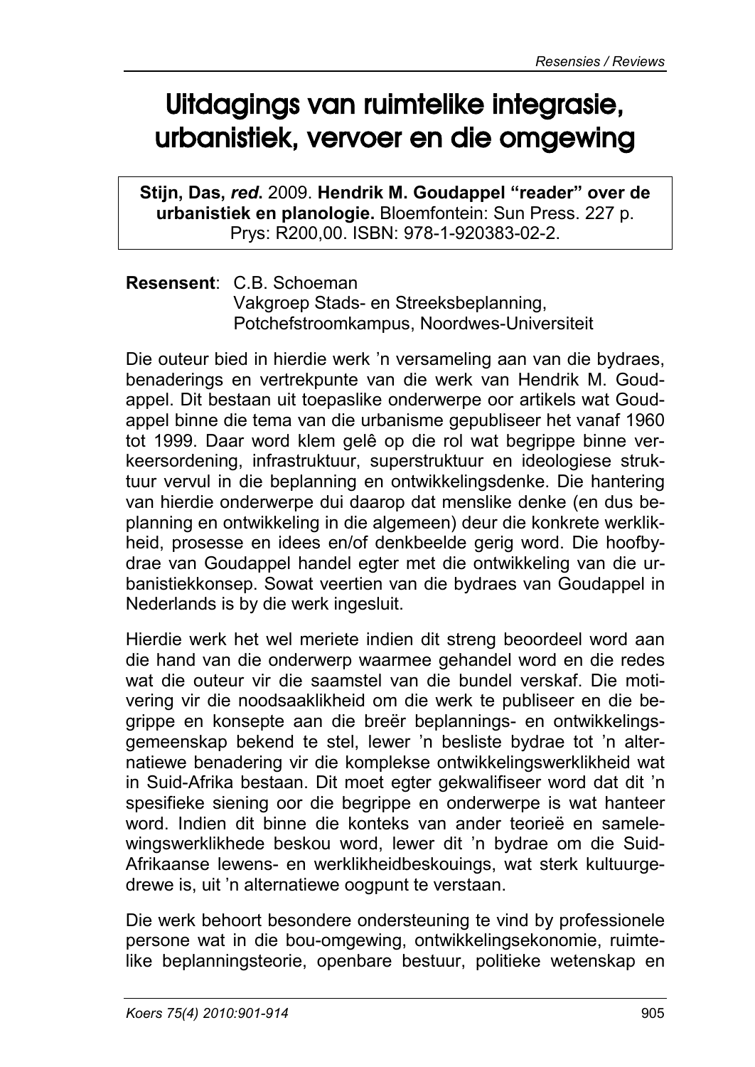# Uitdagings van ruimtelike integrasie, urbanistiek, vervoer en die omgewing

> **Stijn, Das, *red*.** 2009. **Hendrik M. Goudappel "reader" over de urbanistiek en planologie.** Bloemfontein: Sun Press. 227 p. Prys: R200,00. ISBN: 978-1-920383-02-2.

**Resensent**: C.B. Schoeman
Vakgroep Stads- en Streeksbeplanning,
Potchefstroomkampus, Noordwes-Universiteit

Die outeur bied in hierdie werk 'n versameling aan van die bydraes, benaderings en vertrekpunte van die werk van Hendrik M. Goudappel. Dit bestaan uit toepaslike onderwerpe oor artikels wat Goudappel binne die tema van die urbanisme gepubliseer het vanaf 1960 tot 1999. Daar word klem gelê op die rol wat begrippe binne verkeersordening, infrastruktuur, superstruktuur en ideologiese struktuur vervul in die beplanning en ontwikkelingsdenke. Die hantering van hierdie onderwerpe dui daarop dat menslike denke (en dus beplanning en ontwikkeling in die algemeen) deur die konkrete werklikheid, prosesse en idees en/of denkbeelde gerig word. Die hoofbydrae van Goudappel handel egter met die ontwikkeling van die urbanistiekkonsep. Sowat veertien van die bydraes van Goudappel in Nederlands is by die werk ingesluit.

Hierdie werk het wel meriete indien dit streng beoordeel word aan die hand van die onderwerp waarmee gehandel word en die redes wat die outeur vir die saamstel van die bundel verskaf. Die motivering vir die noodsaaklikheid om die werk te publiseer en die begrippe en konsepte aan die breër beplannings- en ontwikkelingsgemeenskap bekend te stel, lewer 'n besliste bydrae tot 'n alternatiewe benadering vir die komplekse ontwikkelingswerklikheid wat in Suid-Afrika bestaan. Dit moet egter gekwalifiseer word dat dit 'n spesifieke siening oor die begrippe en onderwerpe is wat hanteer word. Indien dit binne die konteks van ander teorieë en samelewingswerklikhede beskou word, lewer dit 'n bydrae om die Suid-Afrikaanse lewens- en werklikheidbeskouings, wat sterk kultuurgedrewe is, uit 'n alternatiewe oogpunt te verstaan.

Die werk behoort besondere ondersteuning te vind by professionele persone wat in die bou-omgewing, ontwikkelingsekonomie, ruimtelike beplanningsteorie, openbare bestuur, politieke wetenskap en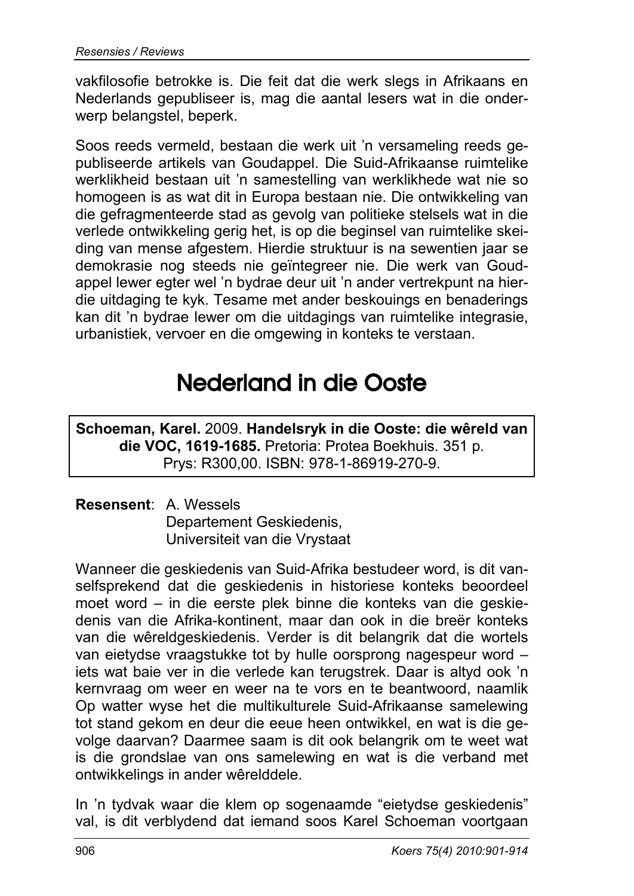vakfilosofie betrokke is. Die feit dat die werk slegs in Afrikaans en Nederlands gepubliseer is, mag die aantal lesers wat in die onderwerp belangstel, beperk.

Soos reeds vermeld, bestaan die werk uit 'n versameling reeds gepubliseerde artikels van Goudappel. Die Suid-Afrikaanse ruimtelike werklikheid bestaan uit 'n samestelling van werklikhede wat nie so homogeen is as wat dit in Europa bestaan nie. Die ontwikkeling van die gefragmenteerde stad as gevolg van politieke stelsels wat in die verlede ontwikkeling gerig het, is op die beginsel van ruimtelike skeiding van mense afgestem. Hierdie struktuur is na sewentien jaar se demokrasie nog steeds nie geïntegreer nie. Die werk van Goudappel lewer egter wel 'n bydrae deur uit 'n ander vertrekpunt na hierdie uitdaging te kyk. Tesame met ander beskouings en benaderings kan dit 'n bydrae lewer om die uitdagings van ruimtelike integrasie, urbanistiek, vervoer en die omgewing in konteks te verstaan.

# Nederland in die Ooste

**Schoeman, Karel.** 2009. **Handelsryk in die Ooste: die wêreld van die VOC, 1619-1685.** Pretoria: Protea Boekhuis. 351 p. Prys: R300,00. ISBN: 978-1-86919-270-9.

**Resensent**: A. Wessels
Departement Geskiedenis,
Universiteit van die Vrystaat

Wanneer die geskiedenis van Suid-Afrika bestudeer word, is dit vanselfsprekend dat die geskiedenis in historiese konteks beoordeel moet word – in die eerste plek binne die konteks van die geskiedenis van die Afrika-kontinent, maar dan ook in die breër konteks van die wêreldgeskiedenis. Verder is dit belangrik dat die wortels van eietydse vraagstukke tot by hulle oorsprong nagespeur word – iets wat baie ver in die verlede kan terugstrek. Daar is altyd ook 'n kernvraag om weer en weer na te vors en te beantwoord, naamlik Op watter wyse het die multikulturele Suid-Afrikaanse samelewing tot stand gekom en deur die eeue heen ontwikkel, en wat is die gevolge daarvan? Daarmee saam is dit ook belangrik om te weet wat is die grondslae van ons samelewing en wat is die verband met ontwikkelings in ander wêrelddele.

In 'n tydvak waar die klem op sogenaamde "eietydse geskiedenis" val, is dit verblydend dat iemand soos Karel Schoeman voortgaan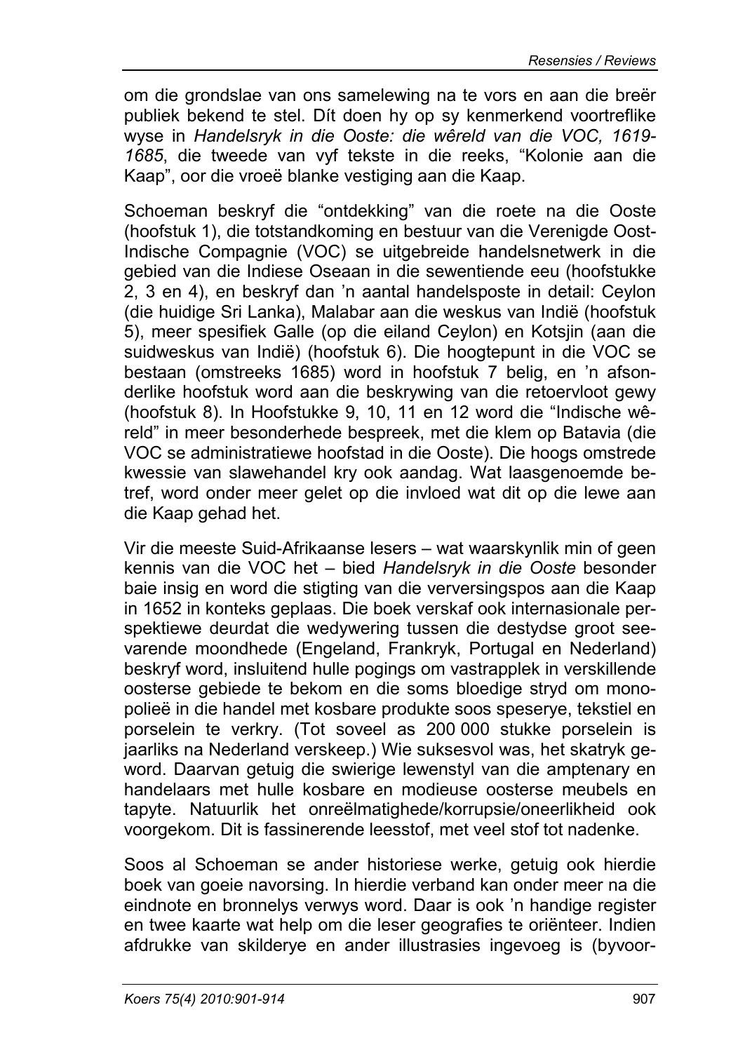om die grondslae van ons samelewing na te vors en aan die breër publiek bekend te stel. Dít doen hy op sy kenmerkend voortreflike wyse in *Handelsryk in die Ooste: die wêreld van die VOC, 1619-1685*, die tweede van vyf tekste in die reeks, "Kolonie aan die Kaap", oor die vroeë blanke vestiging aan die Kaap.

Schoeman beskryf die "ontdekking" van die roete na die Ooste (hoofstuk 1), die totstandkoming en bestuur van die Verenigde Oost-Indische Compagnie (VOC) se uitgebreide handelsnetwerk in die gebied van die Indiese Oseaan in die sewentiende eeu (hoofstukke 2, 3 en 4), en beskryf dan 'n aantal handelsposte in detail: Ceylon (die huidige Sri Lanka), Malabar aan die weskus van Indië (hoofstuk 5), meer spesifiek Galle (op die eiland Ceylon) en Kotsjin (aan die suidweskus van Indië) (hoofstuk 6). Die hoogtepunt in die VOC se bestaan (omstreeks 1685) word in hoofstuk 7 belig, en 'n afsonderlike hoofstuk word aan die beskrywing van die retoervloot gewy (hoofstuk 8). In Hoofstukke 9, 10, 11 en 12 word die "Indische wêreld" in meer besonderhede bespreek, met die klem op Batavia (die VOC se administratiewe hoofstad in die Ooste). Die hoogs omstrede kwessie van slawehandel kry ook aandag. Wat laasgenoemde betref, word onder meer gelet op die invloed wat dit op die lewe aan die Kaap gehad het.

Vir die meeste Suid-Afrikaanse lesers – wat waarskynlik min of geen kennis van die VOC het – bied *Handelsryk in die Ooste* besonder baie insig en word die stigting van die verversingspos aan die Kaap in 1652 in konteks geplaas. Die boek verskaf ook internasionale perspektiewe deurdat die wedywering tussen die destydse groot seevarende moondhede (Engeland, Frankryk, Portugal en Nederland) beskryf word, insluitend hulle pogings om vastrapplek in verskillende oosterse gebiede te bekom en die soms bloedige stryd om monopolieë in die handel met kosbare produkte soos speserye, tekstiel en porselein te verkry. (Tot soveel as 200 000 stukke porselein is jaarliks na Nederland verskeep.) Wie suksesvol was, het skatryk geword. Daarvan getuig die swierige lewenstyl van die amptenary en handelaars met hulle kosbare en modieuse oosterse meubels en tapyte. Natuurlik het onreëlmatighede/korrupsie/oneerlikheid ook voorgekom. Dit is fassinerende leesstof, met veel stof tot nadenke.

Soos al Schoeman se ander historiese werke, getuig ook hierdie boek van goeie navorsing. In hierdie verband kan onder meer na die eindnote en bronnelys verwys word. Daar is ook 'n handige register en twee kaarte wat help om die leser geografies te oriënteer. Indien afdrukke van skilderye en ander illustrasies ingevoeg is (byvoor-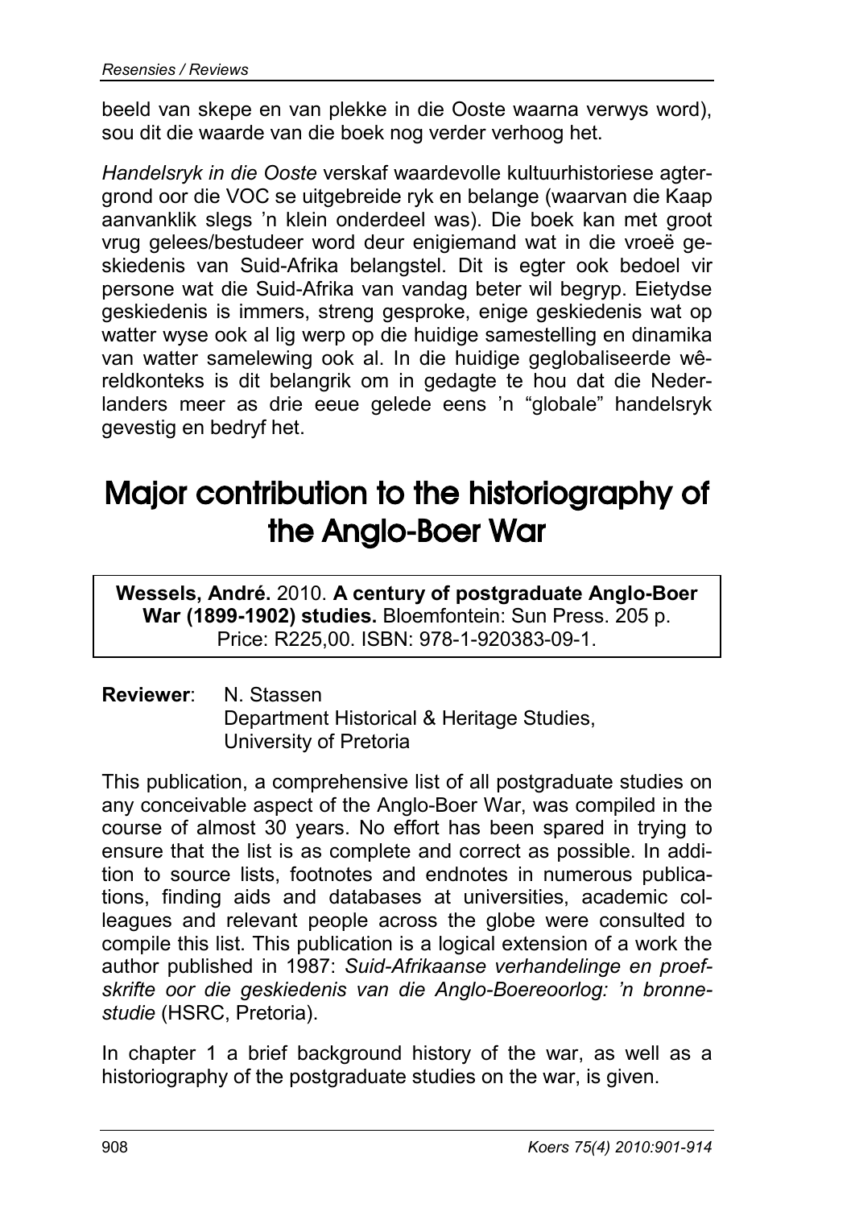beeld van skepe en van plekke in die Ooste waarna verwys word), sou dit die waarde van die boek nog verder verhoog het.

*Handelsryk in die Ooste* verskaf waardevolle kultuurhistoriese agtergrond oor die VOC se uitgebreide ryk en belange (waarvan die Kaap aanvanklik slegs 'n klein onderdeel was). Die boek kan met groot vrug gelees/bestudeer word deur enigiemand wat in die vroeë geskiedenis van Suid-Afrika belangstel. Dit is egter ook bedoel vir persone wat die Suid-Afrika van vandag beter wil begryp. Eietydse geskiedenis is immers, streng gesproke, enige geskiedenis wat op watter wyse ook al lig werp op die huidige samestelling en dinamika van watter samelewing ook al. In die huidige geglobaliseerde wêreldkonteks is dit belangrik om in gedagte te hou dat die Nederlanders meer as drie eeue gelede eens 'n "globale" handelsryk gevestig en bedryf het.

# Major contribution to the historiography of the Anglo-Boer War

**Wessels, André.** 2010. **A century of postgraduate Anglo-Boer War (1899-1902) studies.** Bloemfontein: Sun Press. 205 p. Price: R225,00. ISBN: 978-1-920383-09-1.

**Reviewer**: N. Stassen
Department Historical & Heritage Studies,
University of Pretoria

This publication, a comprehensive list of all postgraduate studies on any conceivable aspect of the Anglo-Boer War, was compiled in the course of almost 30 years. No effort has been spared in trying to ensure that the list is as complete and correct as possible. In addition to source lists, footnotes and endnotes in numerous publications, finding aids and databases at universities, academic colleagues and relevant people across the globe were consulted to compile this list. This publication is a logical extension of a work the author published in 1987: *Suid-Afrikaanse verhandelinge en proefskrifte oor die geskiedenis van die Anglo-Boereoorlog: 'n bronnestudie* (HSRC, Pretoria).

In chapter 1 a brief background history of the war, as well as a historiography of the postgraduate studies on the war, is given.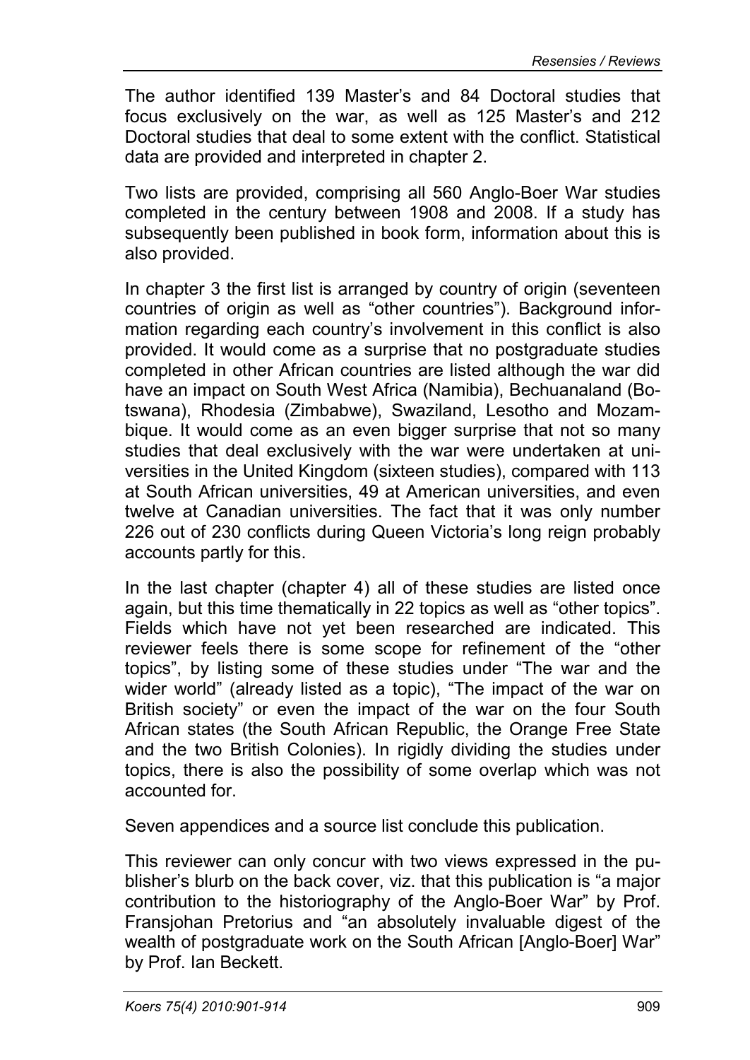The author identified 139 Master's and 84 Doctoral studies that focus exclusively on the war, as well as 125 Master's and 212 Doctoral studies that deal to some extent with the conflict. Statistical data are provided and interpreted in chapter 2.

Two lists are provided, comprising all 560 Anglo-Boer War studies completed in the century between 1908 and 2008. If a study has subsequently been published in book form, information about this is also provided.

In chapter 3 the first list is arranged by country of origin (seventeen countries of origin as well as "other countries"). Background information regarding each country's involvement in this conflict is also provided. It would come as a surprise that no postgraduate studies completed in other African countries are listed although the war did have an impact on South West Africa (Namibia), Bechuanaland (Botswana), Rhodesia (Zimbabwe), Swaziland, Lesotho and Mozambique. It would come as an even bigger surprise that not so many studies that deal exclusively with the war were undertaken at universities in the United Kingdom (sixteen studies), compared with 113 at South African universities, 49 at American universities, and even twelve at Canadian universities. The fact that it was only number 226 out of 230 conflicts during Queen Victoria's long reign probably accounts partly for this.

In the last chapter (chapter 4) all of these studies are listed once again, but this time thematically in 22 topics as well as "other topics". Fields which have not yet been researched are indicated. This reviewer feels there is some scope for refinement of the "other topics", by listing some of these studies under "The war and the wider world" (already listed as a topic), "The impact of the war on British society" or even the impact of the war on the four South African states (the South African Republic, the Orange Free State and the two British Colonies). In rigidly dividing the studies under topics, there is also the possibility of some overlap which was not accounted for.

Seven appendices and a source list conclude this publication.

This reviewer can only concur with two views expressed in the publisher's blurb on the back cover, viz. that this publication is "a major contribution to the historiography of the Anglo-Boer War" by Prof. Fransjohan Pretorius and "an absolutely invaluable digest of the wealth of postgraduate work on the South African [Anglo-Boer] War" by Prof. Ian Beckett.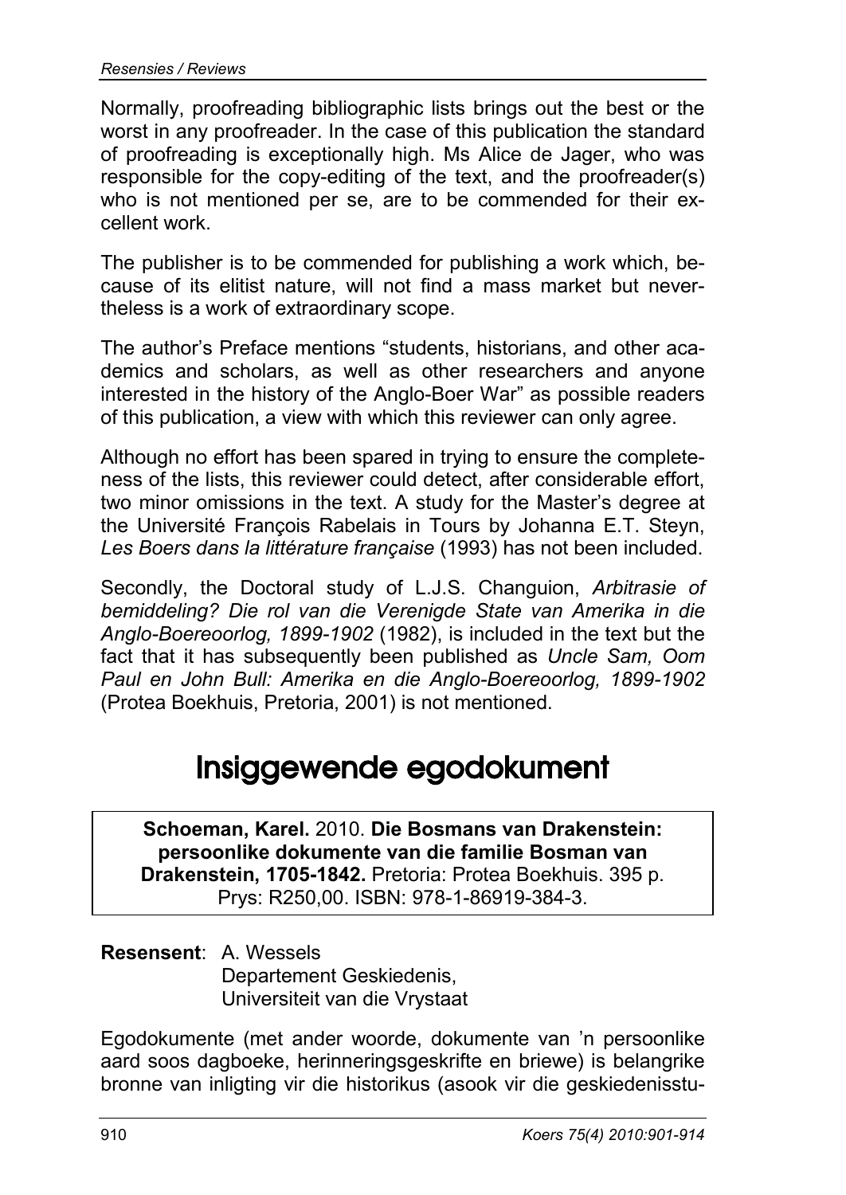Normally, proofreading bibliographic lists brings out the best or the worst in any proofreader. In the case of this publication the standard of proofreading is exceptionally high. Ms Alice de Jager, who was responsible for the copy-editing of the text, and the proofreader(s) who is not mentioned per se, are to be commended for their excellent work.

The publisher is to be commended for publishing a work which, because of its elitist nature, will not find a mass market but nevertheless is a work of extraordinary scope.

The author's Preface mentions "students, historians, and other academics and scholars, as well as other researchers and anyone interested in the history of the Anglo-Boer War" as possible readers of this publication, a view with which this reviewer can only agree.

Although no effort has been spared in trying to ensure the completeness of the lists, this reviewer could detect, after considerable effort, two minor omissions in the text. A study for the Master's degree at the Université François Rabelais in Tours by Johanna E.T. Steyn, *Les Boers dans la littérature française* (1993) has not been included.

Secondly, the Doctoral study of L.J.S. Changuion, *Arbitrasie of bemiddeling? Die rol van die Verenigde State van Amerika in die Anglo-Boereoorlog, 1899-1902* (1982), is included in the text but the fact that it has subsequently been published as *Uncle Sam, Oom Paul en John Bull: Amerika en die Anglo-Boereoorlog, 1899-1902* (Protea Boekhuis, Pretoria, 2001) is not mentioned.

# Insiggewende egodokument

**Schoeman, Karel.** 2010. **Die Bosmans van Drakenstein: persoonlike dokumente van die familie Bosman van Drakenstein, 1705-1842.** Pretoria: Protea Boekhuis. 395 p. Prys: R250,00. ISBN: 978-1-86919-384-3.

**Resensent**: A. Wessels
Departement Geskiedenis,
Universiteit van die Vrystaat

Egodokumente (met ander woorde, dokumente van 'n persoonlike aard soos dagboeke, herinneringsgeskrifte en briewe) is belangrike bronne van inligting vir die historikus (asook vir die geskiedenisstu-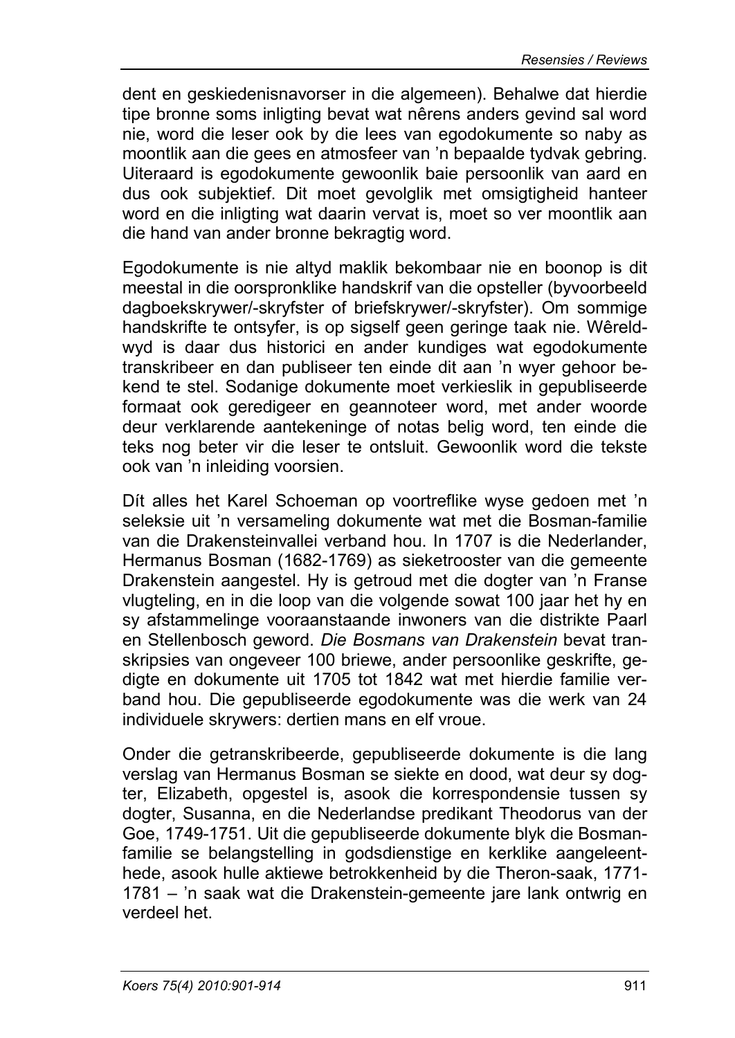dent en geskiedenisnavorser in die algemeen). Behalwe dat hierdie tipe bronne soms inligting bevat wat nêrens anders gevind sal word nie, word die leser ook by die lees van egodokumente so naby as moontlik aan die gees en atmosfeer van 'n bepaalde tydvak gebring. Uiteraard is egodokumente gewoonlik baie persoonlik van aard en dus ook subjektief. Dit moet gevolglik met omsigtigheid hanteer word en die inligting wat daarin vervat is, moet so ver moontlik aan die hand van ander bronne bekragtig word.

Egodokumente is nie altyd maklik bekombaar nie en boonop is dit meestal in die oorspronklike handskrif van die opsteller (byvoorbeeld dagboekskrywer/-skryfster of briefskrywer/-skryfster). Om sommige handskrifte te ontsyfer, is op sigself geen geringe taak nie. Wêreldwyd is daar dus historici en ander kundiges wat egodokumente transkribeer en dan publiseer ten einde dit aan 'n wyer gehoor bekend te stel. Sodanige dokumente moet verkieslik in gepubliseerde formaat ook geredigeer en geannoteer word, met ander woorde deur verklarende aantekeninge of notas belig word, ten einde die teks nog beter vir die leser te ontsluit. Gewoonlik word die tekste ook van 'n inleiding voorsien.

Dít alles het Karel Schoeman op voortreflike wyse gedoen met 'n seleksie uit 'n versameling dokumente wat met die Bosman-familie van die Drakensteinvallei verband hou. In 1707 is die Nederlander, Hermanus Bosman (1682-1769) as sieketrooster van die gemeente Drakenstein aangestel. Hy is getroud met die dogter van 'n Franse vlugteling, en in die loop van die volgende sowat 100 jaar het hy en sy afstammelinge vooraanstaande inwoners van die distrikte Paarl en Stellenbosch geword. *Die Bosmans van Drakenstein* bevat transkripsies van ongeveer 100 briewe, ander persoonlike geskrifte, gedigte en dokumente uit 1705 tot 1842 wat met hierdie familie verband hou. Die gepubliseerde egodokumente was die werk van 24 individuele skrywers: dertien mans en elf vroue.

Onder die getranskribeerde, gepubliseerde dokumente is die lang verslag van Hermanus Bosman se siekte en dood, wat deur sy dogter, Elizabeth, opgestel is, asook die korrespondensie tussen sy dogter, Susanna, en die Nederlandse predikant Theodorus van der Goe, 1749-1751. Uit die gepubliseerde dokumente blyk die Bosman-familie se belangstelling in godsdienstige en kerklike aangeleenthede, asook hulle aktiewe betrokkenheid by die Theron-saak, 1771-1781 – 'n saak wat die Drakenstein-gemeente jare lank ontwrig en verdeel het.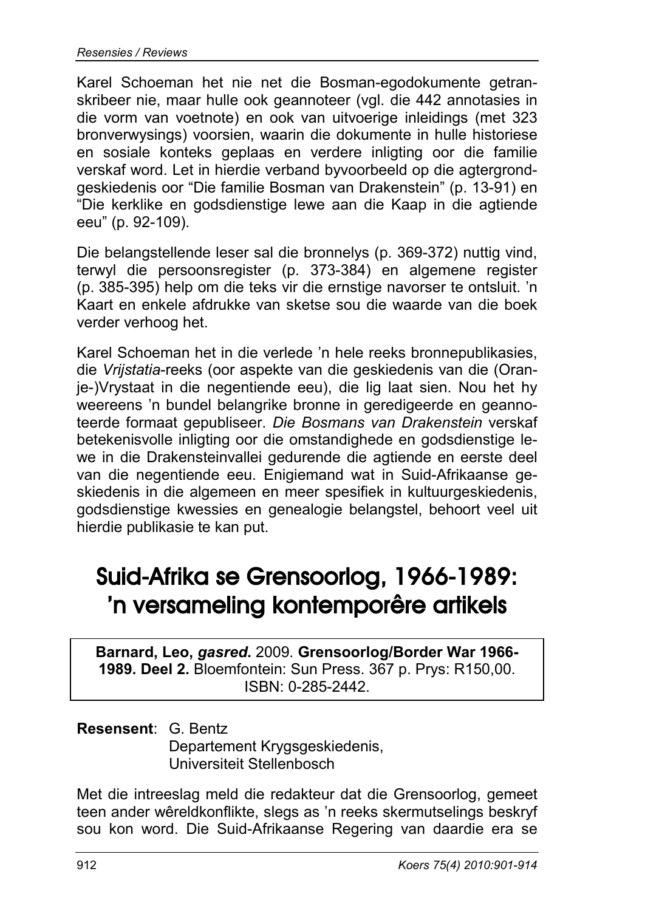Karel Schoeman het nie net die Bosman-egodokumente getranskribeer nie, maar hulle ook geannoteer (vgl. die 442 annotasies in die vorm van voetnote) en ook van uitvoerige inleidings (met 323 bronverwysings) voorsien, waarin die dokumente in hulle historiese en sosiale konteks geplaas en verdere inligting oor die familie verskaf word. Let in hierdie verband byvoorbeeld op die agtergrondgeskiedenis oor "Die familie Bosman van Drakenstein" (p. 13-91) en "Die kerklike en godsdienstige lewe aan die Kaap in die agtiende eeu" (p. 92-109).

Die belangstellende leser sal die bronnelys (p. 369-372) nuttig vind, terwyl die persoonsregister (p. 373-384) en algemene register (p. 385-395) help om die teks vir die ernstige navorser te ontsluit. 'n Kaart en enkele afdrukke van sketse sou die waarde van die boek verder verhoog het.

Karel Schoeman het in die verlede 'n hele reeks bronnepublikasies, die *Vrijstatia*-reeks (oor aspekte van die geskiedenis van die (Oranje-)Vrystaat in die negentiende eeu), die lig laat sien. Nou het hy weereens 'n bundel belangrike bronne in geredigeerde en geannoteerde formaat gepubliseer. *Die Bosmans van Drakenstein* verskaf betekenisvolle inligting oor die omstandighede en godsdienstige lewe in die Drakensteinvallei gedurende die agtiende en eerste deel van die negentiende eeu. Enigiemand wat in Suid-Afrikaanse geskiedenis in die algemeen en meer spesifiek in kultuurgeskiedenis, godsdienstige kwessies en genealogie belangstel, behoort veel uit hierdie publikasie te kan put.

# Suid-Afrika se Grensoorlog, 1966-1989: 'n versameling kontemporêre artikels

**Barnard, Leo, *gasred*.** 2009. **Grensoorlog/Border War 1966-1989. Deel 2.** Bloemfontein: Sun Press. 367 p. Prys: R150,00. ISBN: 0-285-2442.

**Resensent**: G. Bentz
Departement Krygsgeskiedenis,
Universiteit Stellenbosch

Met die intreeslag meld die redakteur dat die Grensoorlog, gemeet teen ander wêreldkonflikte, slegs as 'n reeks skermutselings beskryf sou kon word. Die Suid-Afrikaanse Regering van daardie era se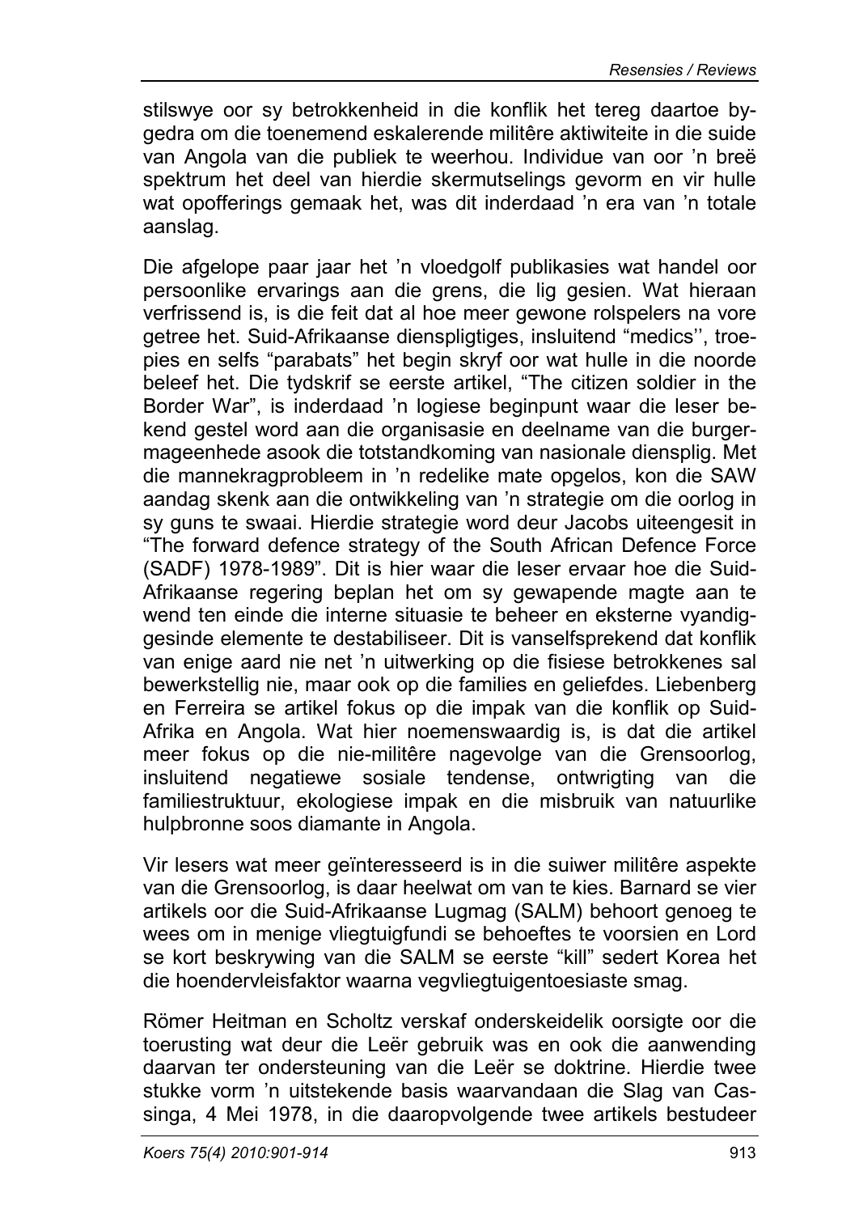stilswye oor sy betrokkenheid in die konflik het tereg daartoe bygedra om die toenemend eskalerende militêre aktiwiteite in die suide van Angola van die publiek te weerhou. Individue van oor 'n breë spektrum het deel van hierdie skermutselings gevorm en vir hulle wat opofferings gemaak het, was dit inderdaad 'n era van 'n totale aanslag.

Die afgelope paar jaar het 'n vloedgolf publikasies wat handel oor persoonlike ervarings aan die grens, die lig gesien. Wat hieraan verfrissend is, is die feit dat al hoe meer gewone rolspelers na vore getree het. Suid-Afrikaanse dienspligtiges, insluitend "medics'', troepies en selfs "parabats" het begin skryf oor wat hulle in die noorde beleef het. Die tydskrif se eerste artikel, "The citizen soldier in the Border War", is inderdaad 'n logiese beginpunt waar die leser bekend gestel word aan die organisasie en deelname van die burgermageenhede asook die totstandkoming van nasionale diensplig. Met die mannekragprobleem in 'n redelike mate opgelos, kon die SAW aandag skenk aan die ontwikkeling van 'n strategie om die oorlog in sy guns te swaai. Hierdie strategie word deur Jacobs uiteengesit in "The forward defence strategy of the South African Defence Force (SADF) 1978-1989". Dit is hier waar die leser ervaar hoe die Suid-Afrikaanse regering beplan het om sy gewapende magte aan te wend ten einde die interne situasie te beheer en eksterne vyandiggesinde elemente te destabiliseer. Dit is vanselfsprekend dat konflik van enige aard nie net 'n uitwerking op die fisiese betrokkenes sal bewerkstellig nie, maar ook op die families en geliefdes. Liebenberg en Ferreira se artikel fokus op die impak van die konflik op Suid-Afrika en Angola. Wat hier noemenswaardig is, is dat die artikel meer fokus op die nie-militêre nagevolge van die Grensoorlog, insluitend negatiewe sosiale tendense, ontwrigting van die familiestruktuur, ekologiese impak en die misbruik van natuurlike hulpbronne soos diamante in Angola.

Vir lesers wat meer geïnteresseerd is in die suiwer militêre aspekte van die Grensoorlog, is daar heelwat om van te kies. Barnard se vier artikels oor die Suid-Afrikaanse Lugmag (SALM) behoort genoeg te wees om in menige vliegtuigfundi se behoeftes te voorsien en Lord se kort beskrywing van die SALM se eerste "kill" sedert Korea het die hoendervleisfaktor waarna vegvliegtuigentoesiaste smag.

Römer Heitman en Scholtz verskaf onderskeidelik oorsigte oor die toerusting wat deur die Leër gebruik was en ook die aanwending daarvan ter ondersteuning van die Leër se doktrine. Hierdie twee stukke vorm 'n uitstekende basis waarvandaan die Slag van Cassinga, 4 Mei 1978, in die daaropvolgende twee artikels bestudeer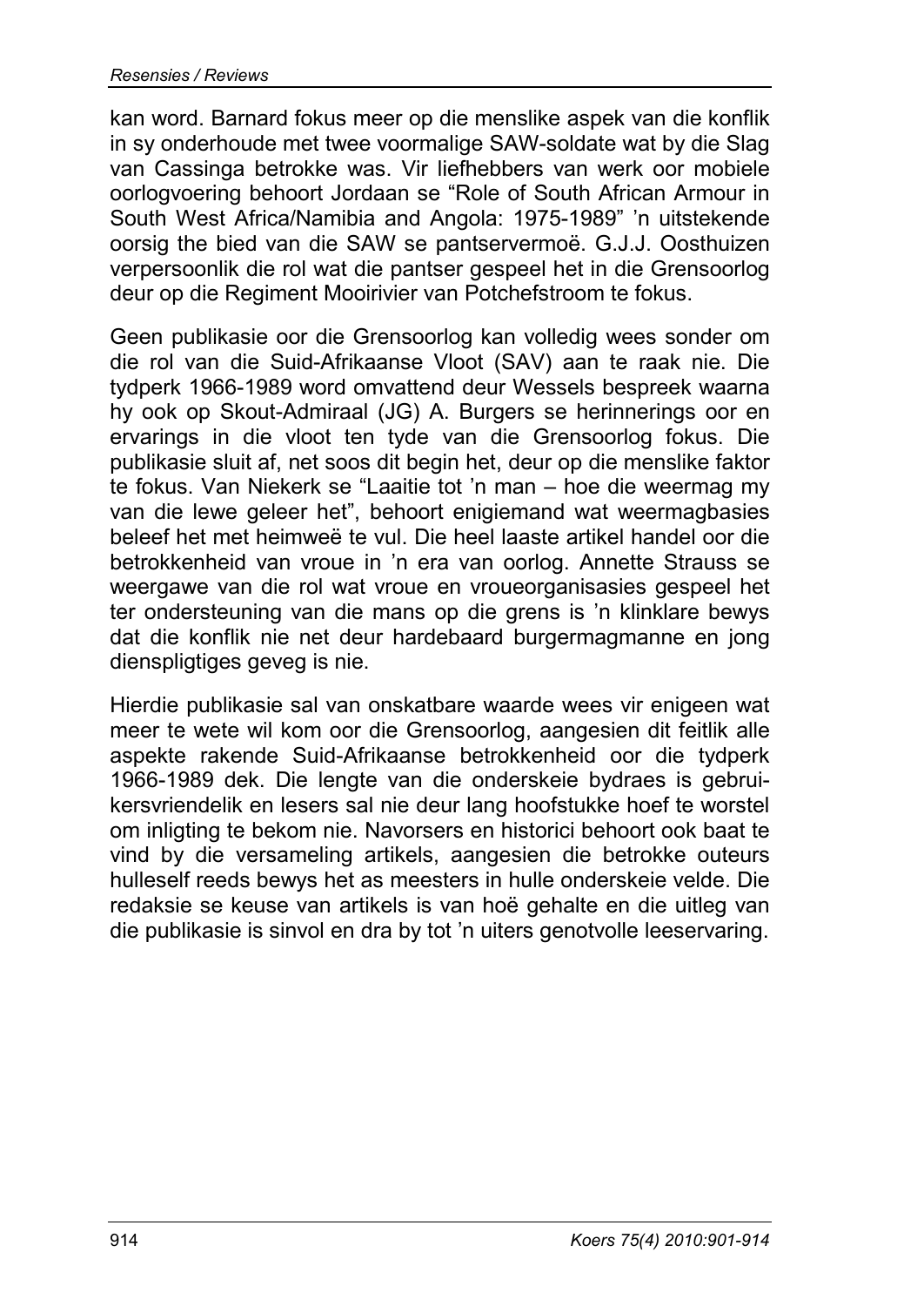kan word. Barnard fokus meer op die menslike aspek van die konflik in sy onderhoude met twee voormalige SAW-soldate wat by die Slag van Cassinga betrokke was. Vir liefhebbers van werk oor mobiele oorlogvoering behoort Jordaan se "Role of South African Armour in South West Africa/Namibia and Angola: 1975-1989" 'n uitstekende oorsig the bied van die SAW se pantservermoë. G.J.J. Oosthuizen verpersoonlik die rol wat die pantser gespeel het in die Grensoorlog deur op die Regiment Mooirivier van Potchefstroom te fokus.

Geen publikasie oor die Grensoorlog kan volledig wees sonder om die rol van die Suid-Afrikaanse Vloot (SAV) aan te raak nie. Die tydperk 1966-1989 word omvattend deur Wessels bespreek waarna hy ook op Skout-Admiraal (JG) A. Burgers se herinnerings oor en ervarings in die vloot ten tyde van die Grensoorlog fokus. Die publikasie sluit af, net soos dit begin het, deur op die menslike faktor te fokus. Van Niekerk se "Laaitie tot 'n man – hoe die weermag my van die lewe geleer het", behoort enigiemand wat weermagbasies beleef het met heimweë te vul. Die heel laaste artikel handel oor die betrokkenheid van vroue in 'n era van oorlog. Annette Strauss se weergawe van die rol wat vroue en vroueorganisasies gespeel het ter ondersteuning van die mans op die grens is 'n klinklare bewys dat die konflik nie net deur hardebaard burgermagmanne en jong dienspligtiges geveg is nie.

Hierdie publikasie sal van onskatbare waarde wees vir enigeen wat meer te wete wil kom oor die Grensoorlog, aangesien dit feitlik alle aspekte rakende Suid-Afrikaanse betrokkenheid oor die tydperk 1966-1989 dek. Die lengte van die onderskeie bydraes is gebruikersvriendelik en lesers sal nie deur lang hoofstukke hoef te worstel om inligting te bekom nie. Navorsers en historici behoort ook baat te vind by die versameling artikels, aangesien die betrokke outeurs hulleself reeds bewys het as meesters in hulle onderskeie velde. Die redaksie se keuse van artikels is van hoë gehalte en die uitleg van die publikasie is sinvol en dra by tot 'n uiters genotvolle leeservaring.